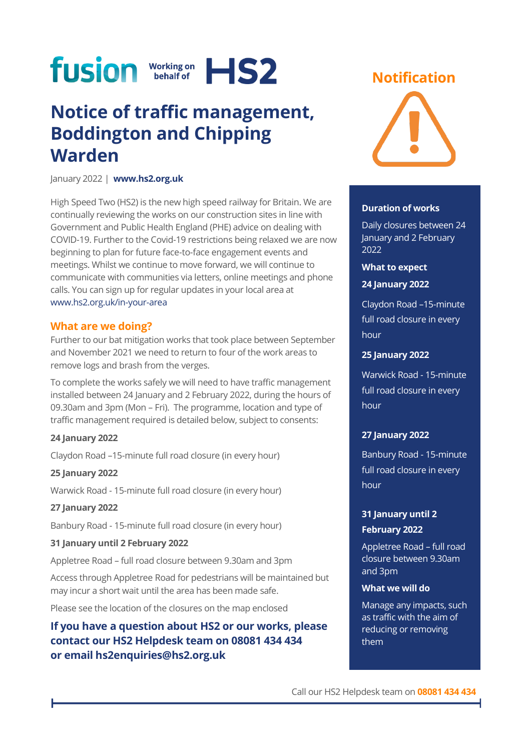fusion Working on behalf of HS2

# Notice of traffic management, Boddington and Chipping Warden

January 2022 | **www.hs2.org.uk**

High Speed Two (HS2) is the new high speed railway for Britain. We are continually reviewing the works on our construction sites in line with Government and Public Health England (PHE) advice on dealing with COVID-19. Further to the Covid-19 restrictions being relaxed we are now beginning to plan for future face-to-face engagement events and meetings. Whilst we continue to move forward, we will continue to communicate with communities via letters, online meetings and phone calls. You can sign up for regular updates in your local area at www.hs2.org.uk/in-your-area

## What are we doing?

Further to our bat mitigation works that took place between September and November 2021 we need to return to four of the work areas to remove logs and brash from the verges.

To complete the works safely we will need to have traffic management installed between 24 January and 2 February 2022, during the hours of 09.30am and 3pm (Mon – Fri). The programme, location and type of traffic management required is detailed below, subject to consents:

**24 January 2022**

Claydon Road –15-minute full road closure (in every hour)

**25 January 2022**

Warwick Road - 15-minute full road closure (in every hour)

**27 January 2022**

Banbury Road - 15-minute full road closure (in every hour)

**31 January until 2 February 2022**

Appletree Road – full road closure between 9.30am and 3pm

Access through Appletree Road for pedestrians will be maintained but may incur a short wait until the area has been made safe.

Please see the location of the closures on the map enclosed

**If you have a question about HS2 or our works, please contact our HS2 Helpdesk team on 08081 434 434 or email hs2enquiries@hs2.org.uk**

## Notification

**Duration of works**

Daily closures between 24 January and 2 February 2022

**What to expect**

**24 January 2022**

Claydon Road –15-minute full road closure in every hour

**25 January 2022**

Warwick Road - 15-minute full road closure in every hour

**27 January 2022**

Banbury Road - 15-minute full road closure in every hour

**31 January until 2 February 2022**

Appletree Road – full road closure between 9.30am and 3pm

**What we will do**

Manage any impacts, such as traffic with the aim of reducing or removing them

Call our HS2 Helpdesk team on **08081 434 434**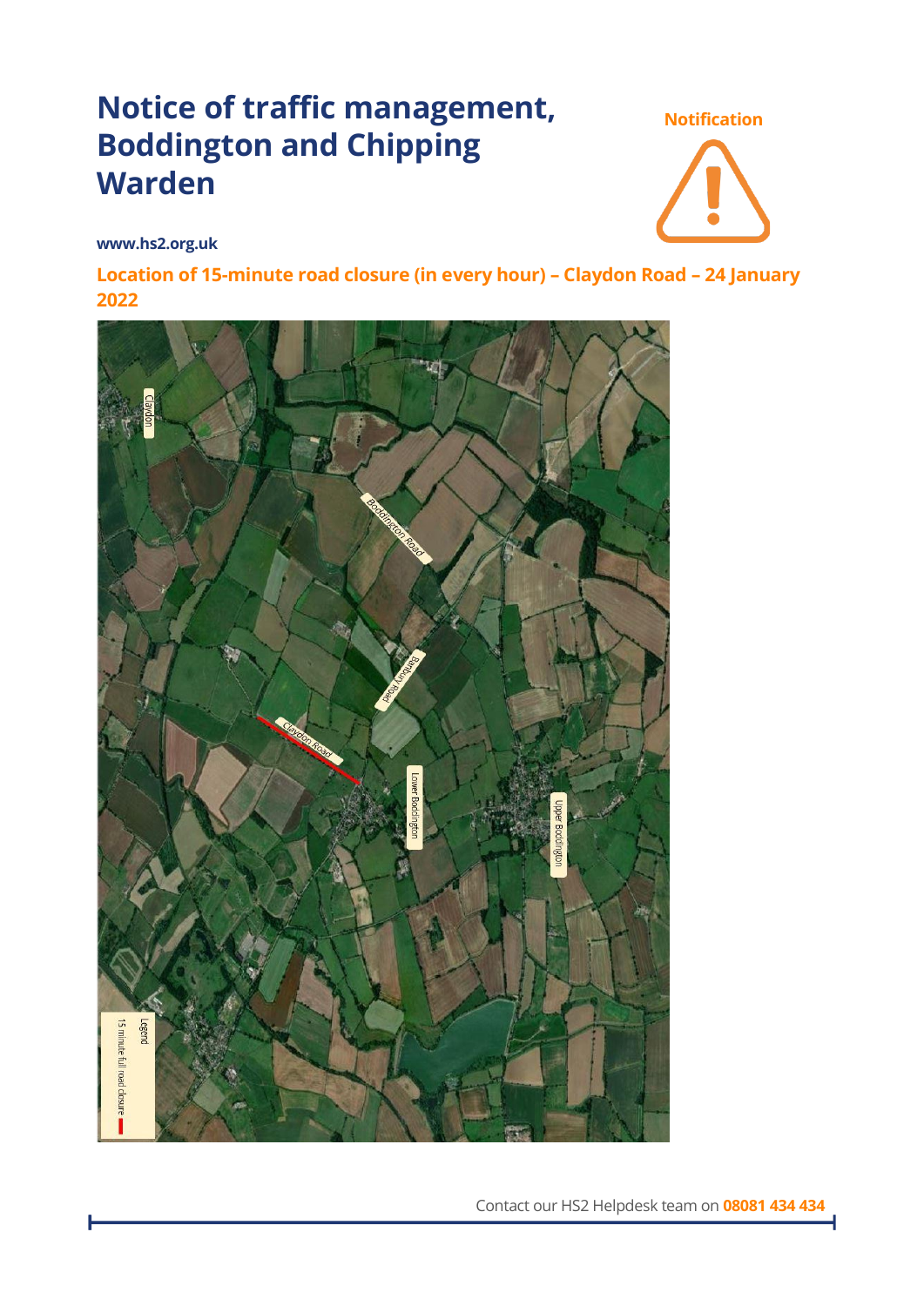# Notice of traffic management, Boddington and Chipping Warden

Notification

www.hs2.org.uk

## Location of 15-minute road closure (in every hour) – Claydon Road – 24 January 2022

Claydon

Boddington Road

Banbury Road

Claydon Road

Lower Boddington

Upper Boddington

Legend

15 minute full road closure

Contact our HS2 Helpdesk team on **08081 434 434**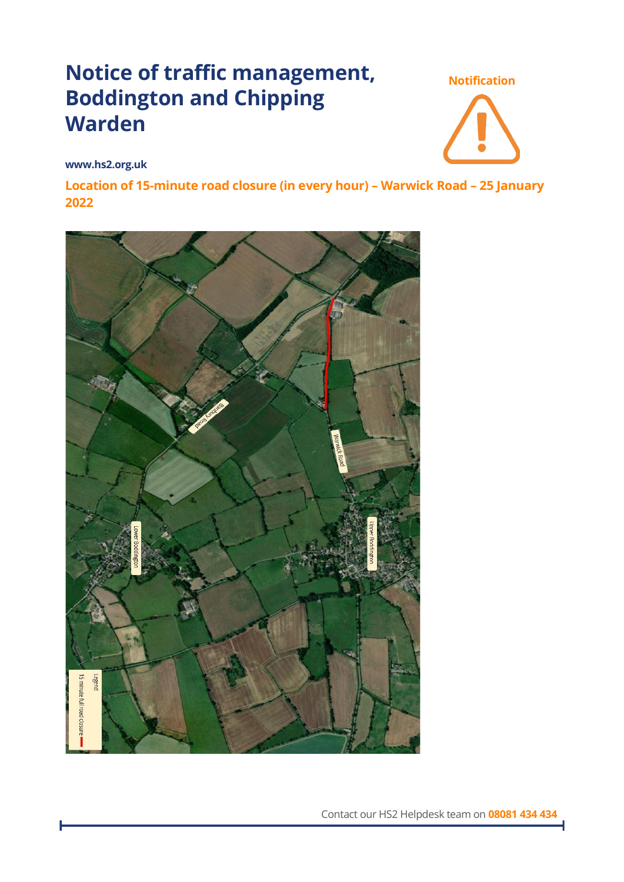# Notice of traffic management, Boddington and Chipping Warden

Notification

**www.hs2.org.uk**

## Location of 15-minute road closure (in every hour) – Warwick Road – 25 January 2022

Banbury Road

Warwick Road

Lower Boddington

Upper Boddington

Legend

15 minute full road closure

Contact our HS2 Helpdesk team on **08081 434 434**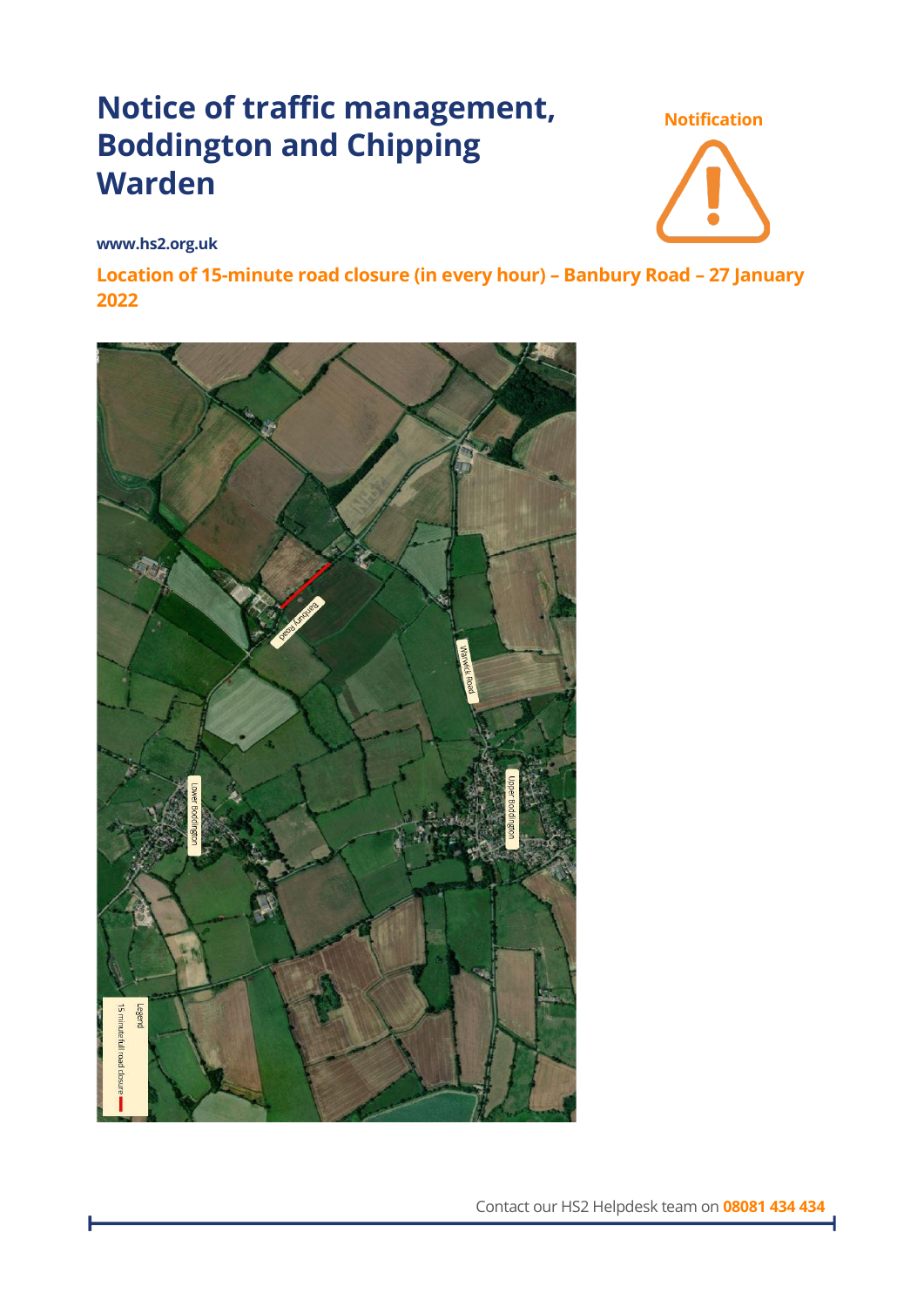# Notice of traffic management, Boddington and Chipping Warden

Notification

www.hs2.org.uk

**Location of 15-minute road closure (in every hour) – Banbury Road – 27 January 2022**

Banbury Road

Warwick Road

Lower Boddington

Upper Boddington

Legend

15 minute full road closure

Contact our HS2 Helpdesk team on **08081 434 434**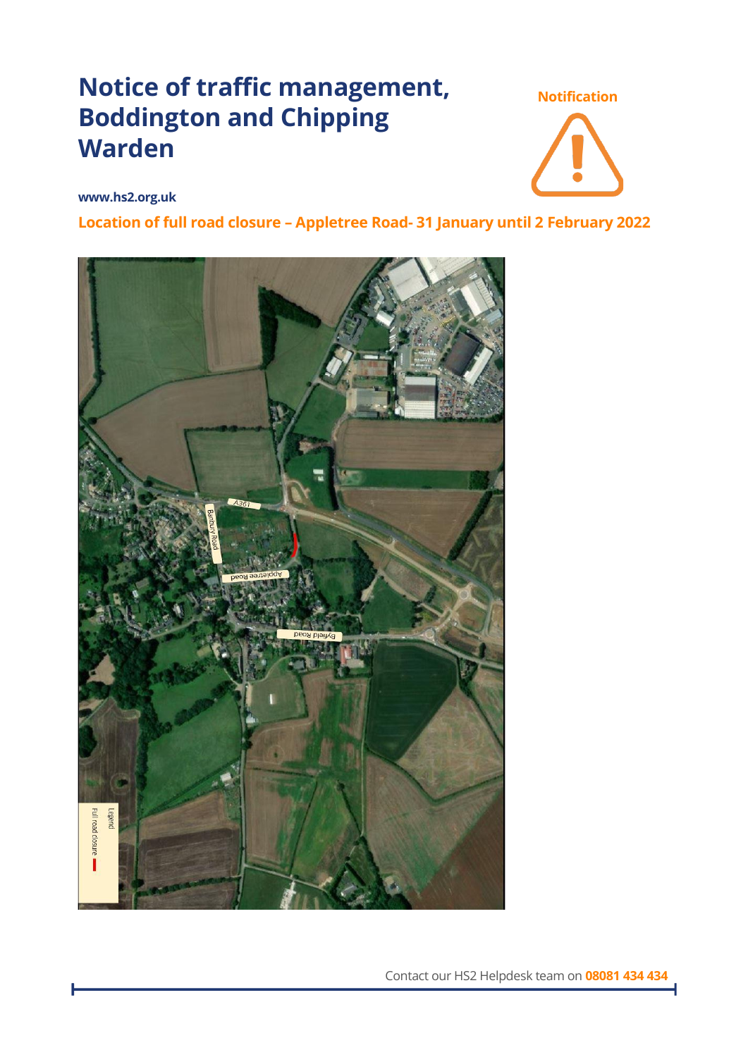# Notice of traffic management, Boddington and Chipping Warden

Notification

www.hs2.org.uk

**Location of full road closure – Appletree Road- 31 January until 2 February 2022**

A361

Banbury Road

Appletree Road

Byfield Road

Legend

Full road closure

Contact our HS2 Helpdesk team on **08081 434 434**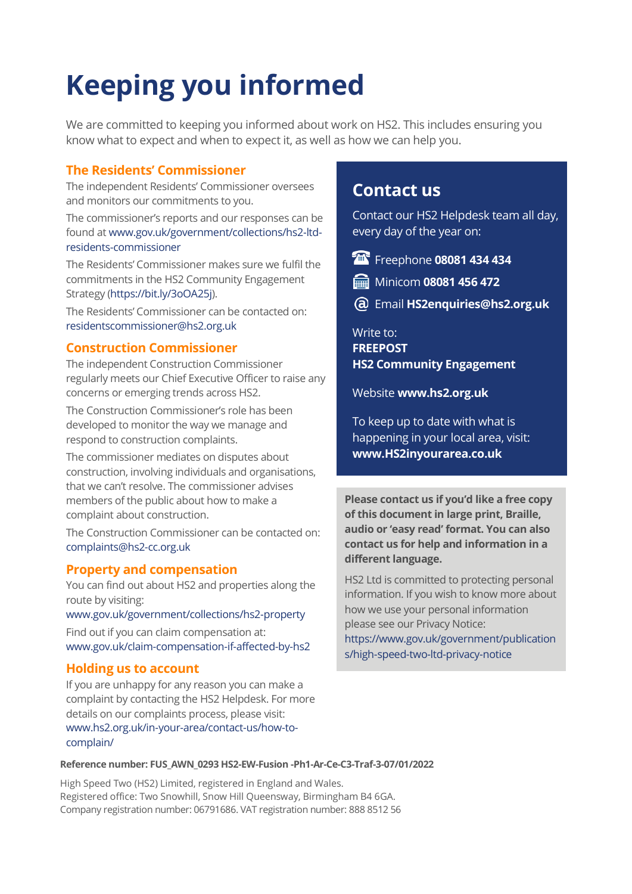# Keeping you informed

We are committed to keeping you informed about work on HS2. This includes ensuring you know what to expect and when to expect it, as well as how we can help you.

## The Residents' Commissioner

The independent Residents' Commissioner oversees and monitors our commitments to you.

The commissioner's reports and our responses can be found at www.gov.uk/government/collections/hs2-ltd-residents-commissioner

The Residents' Commissioner makes sure we fulfil the commitments in the HS2 Community Engagement Strategy (https://bit.ly/3oOA25j).

The Residents' Commissioner can be contacted on: residentscommissioner@hs2.org.uk

## Construction Commissioner

The independent Construction Commissioner regularly meets our Chief Executive Officer to raise any concerns or emerging trends across HS2.

The Construction Commissioner's role has been developed to monitor the way we manage and respond to construction complaints.

The commissioner mediates on disputes about construction, involving individuals and organisations, that we can't resolve. The commissioner advises members of the public about how to make a complaint about construction.

The Construction Commissioner can be contacted on: complaints@hs2-cc.org.uk

## Property and compensation

You can find out about HS2 and properties along the route by visiting:
www.gov.uk/government/collections/hs2-property

Find out if you can claim compensation at:
www.gov.uk/claim-compensation-if-affected-by-hs2

## Holding us to account

If you are unhappy for any reason you can make a complaint by contacting the HS2 Helpdesk. For more details on our complaints process, please visit:
www.hs2.org.uk/in-your-area/contact-us/how-to-complain/

## Contact us

Contact our HS2 Helpdesk team all day, every day of the year on:

- Freephone **08081 434 434**
- Minicom **08081 456 472**
- Email **HS2enquiries@hs2.org.uk**

Write to:
**FREEPOST**
**HS2 Community Engagement**

Website **www.hs2.org.uk**

To keep up to date with what is happening in your local area, visit:
**www.HS2inyourarea.co.uk**

**Please contact us if you'd like a free copy of this document in large print, Braille, audio or 'easy read' format. You can also contact us for help and information in a different language.**

HS2 Ltd is committed to protecting personal information. If you wish to know more about how we use your personal information please see our Privacy Notice: https://www.gov.uk/government/publications/high-speed-two-ltd-privacy-notice

**Reference number: FUS_AWN_0293 HS2-EW-Fusion -Ph1-Ar-Ce-C3-Traf-3-07/01/2022**

High Speed Two (HS2) Limited, registered in England and Wales.
Registered office: Two Snowhill, Snow Hill Queensway, Birmingham B4 6GA.
Company registration number: 06791686. VAT registration number: 888 8512 56